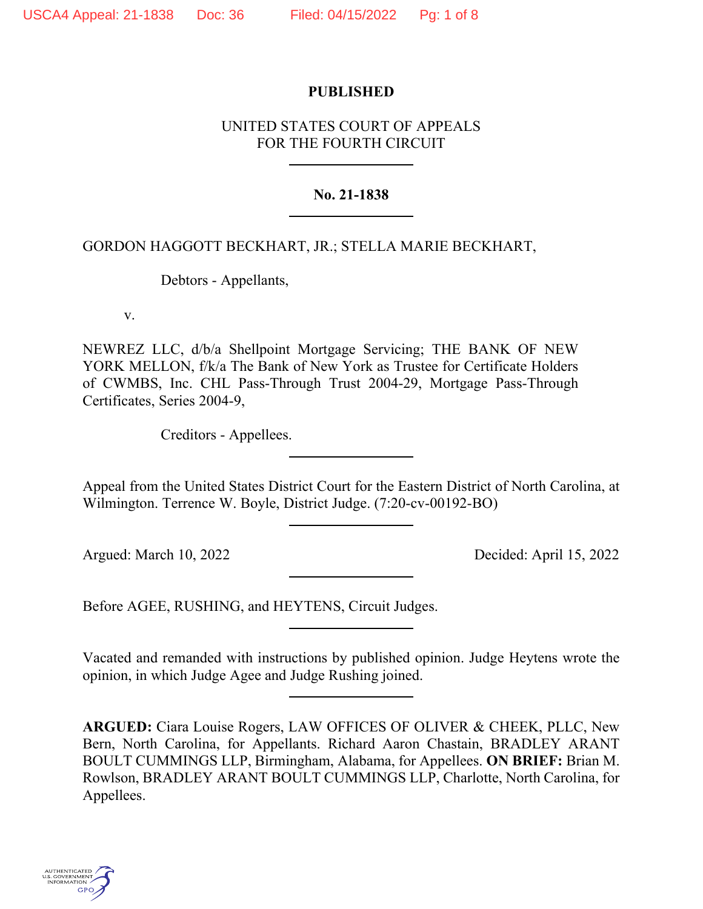**PUBLISHED**

UNITED STATES COURT OF APPEALS
FOR THE FOURTH CIRCUIT

---

**No. 21-1838**

---

GORDON HAGGOTT BECKHART, JR.; STELLA MARIE BECKHART,

Debtors - Appellants,

v.

NEWREZ LLC, d/b/a Shellpoint Mortgage Servicing; THE BANK OF NEW YORK MELLON, f/k/a The Bank of New York as Trustee for Certificate Holders of CWMBS, Inc. CHL Pass-Through Trust 2004-29, Mortgage Pass-Through Certificates, Series 2004-9,

Creditors - Appellees.

---

Appeal from the United States District Court for the Eastern District of North Carolina, at Wilmington. Terrence W. Boyle, District Judge. (7:20-cv-00192-BO)

---

Argued: March 10, 2022 Decided: April 15, 2022

---

Before AGEE, RUSHING, and HEYTENS, Circuit Judges.

---

Vacated and remanded with instructions by published opinion. Judge Heytens wrote the opinion, in which Judge Agee and Judge Rushing joined.

---

**ARGUED:** Ciara Louise Rogers, LAW OFFICES OF OLIVER & CHEEK, PLLC, New Bern, North Carolina, for Appellants. Richard Aaron Chastain, BRADLEY ARANT BOULT CUMMINGS LLP, Birmingham, Alabama, for Appellees. **ON BRIEF:** Brian M. Rowlson, BRADLEY ARANT BOULT CUMMINGS LLP, Charlotte, North Carolina, for Appellees.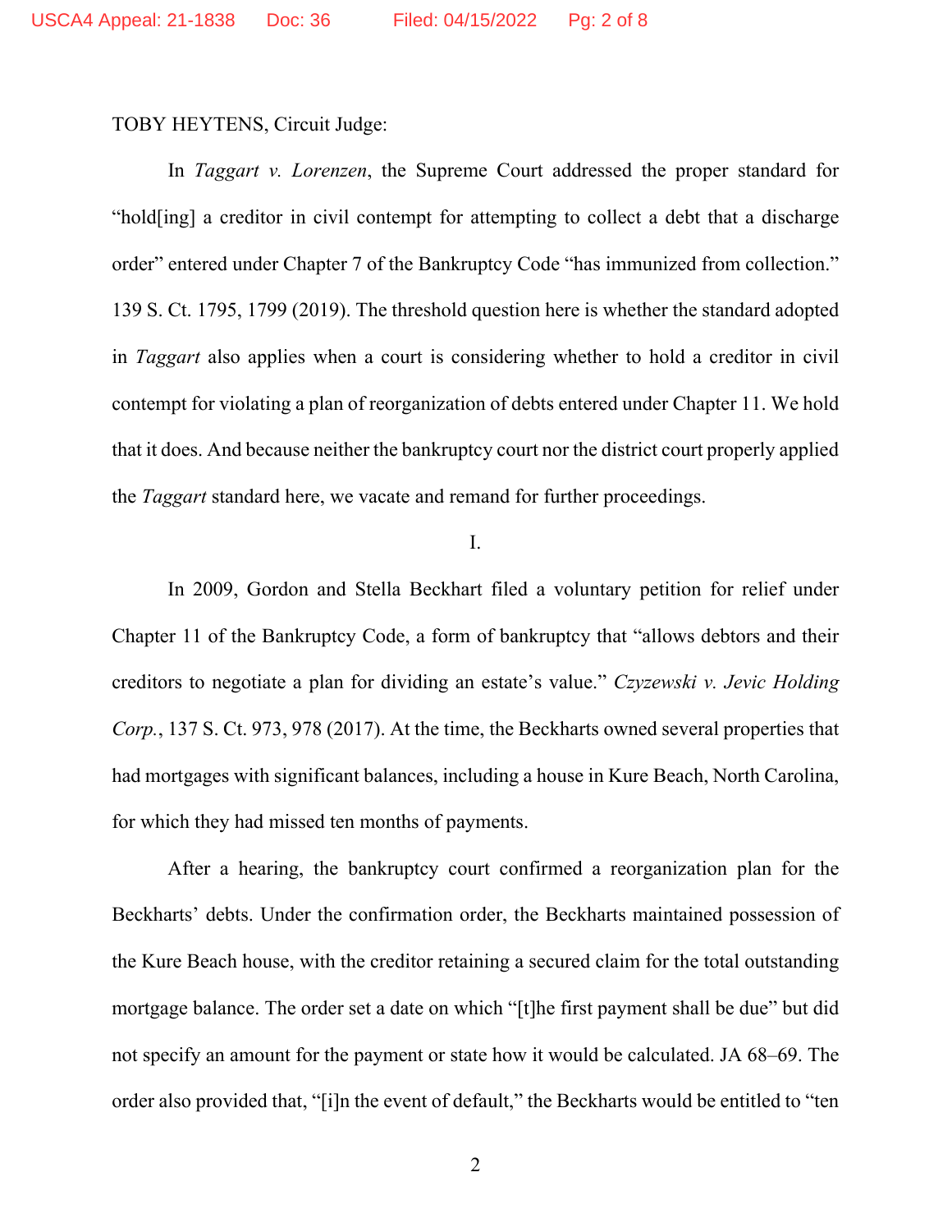TOBY HEYTENS, Circuit Judge:

In *Taggart v. Lorenzen*, the Supreme Court addressed the proper standard for "hold[ing] a creditor in civil contempt for attempting to collect a debt that a discharge order" entered under Chapter 7 of the Bankruptcy Code "has immunized from collection." 139 S. Ct. 1795, 1799 (2019). The threshold question here is whether the standard adopted in *Taggart* also applies when a court is considering whether to hold a creditor in civil contempt for violating a plan of reorganization of debts entered under Chapter 11. We hold that it does. And because neither the bankruptcy court nor the district court properly applied the *Taggart* standard here, we vacate and remand for further proceedings.

I.

In 2009, Gordon and Stella Beckhart filed a voluntary petition for relief under Chapter 11 of the Bankruptcy Code, a form of bankruptcy that "allows debtors and their creditors to negotiate a plan for dividing an estate's value." *Czyzewski v. Jevic Holding Corp.*, 137 S. Ct. 973, 978 (2017). At the time, the Beckharts owned several properties that had mortgages with significant balances, including a house in Kure Beach, North Carolina, for which they had missed ten months of payments.

After a hearing, the bankruptcy court confirmed a reorganization plan for the Beckharts' debts. Under the confirmation order, the Beckharts maintained possession of the Kure Beach house, with the creditor retaining a secured claim for the total outstanding mortgage balance. The order set a date on which "[t]he first payment shall be due" but did not specify an amount for the payment or state how it would be calculated. JA 68–69. The order also provided that, "[i]n the event of default," the Beckharts would be entitled to "ten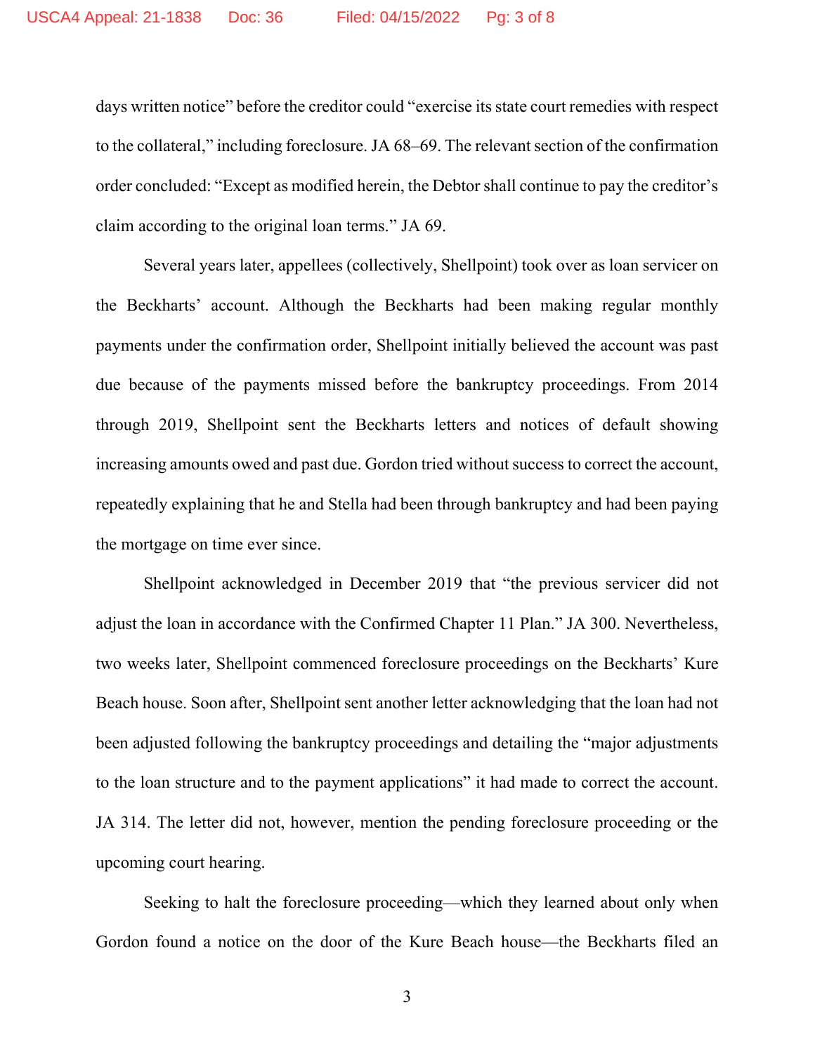days written notice" before the creditor could "exercise its state court remedies with respect to the collateral," including foreclosure. JA 68–69. The relevant section of the confirmation order concluded: "Except as modified herein, the Debtor shall continue to pay the creditor's claim according to the original loan terms." JA 69.

Several years later, appellees (collectively, Shellpoint) took over as loan servicer on the Beckharts' account. Although the Beckharts had been making regular monthly payments under the confirmation order, Shellpoint initially believed the account was past due because of the payments missed before the bankruptcy proceedings. From 2014 through 2019, Shellpoint sent the Beckharts letters and notices of default showing increasing amounts owed and past due. Gordon tried without success to correct the account, repeatedly explaining that he and Stella had been through bankruptcy and had been paying the mortgage on time ever since.

Shellpoint acknowledged in December 2019 that "the previous servicer did not adjust the loan in accordance with the Confirmed Chapter 11 Plan." JA 300. Nevertheless, two weeks later, Shellpoint commenced foreclosure proceedings on the Beckharts' Kure Beach house. Soon after, Shellpoint sent another letter acknowledging that the loan had not been adjusted following the bankruptcy proceedings and detailing the "major adjustments to the loan structure and to the payment applications" it had made to correct the account. JA 314. The letter did not, however, mention the pending foreclosure proceeding or the upcoming court hearing.

Seeking to halt the foreclosure proceeding—which they learned about only when Gordon found a notice on the door of the Kure Beach house—the Beckharts filed an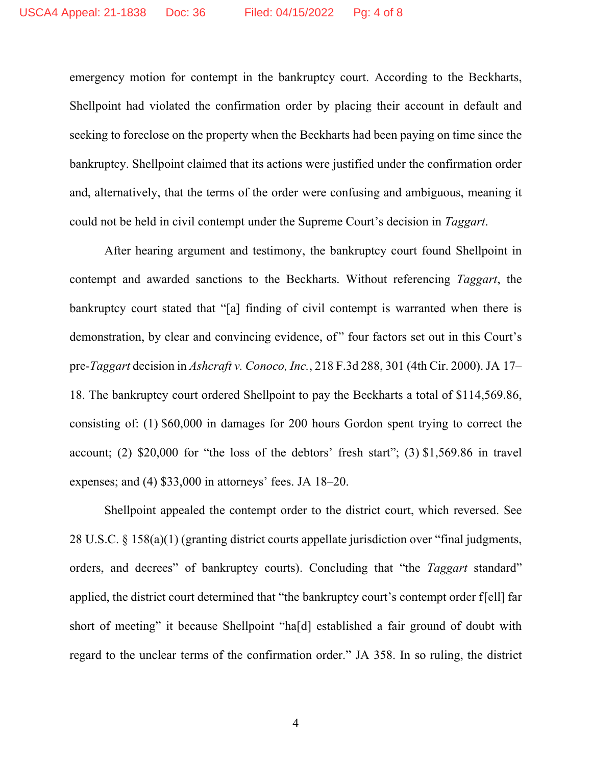emergency motion for contempt in the bankruptcy court. According to the Beckharts, Shellpoint had violated the confirmation order by placing their account in default and seeking to foreclose on the property when the Beckharts had been paying on time since the bankruptcy. Shellpoint claimed that its actions were justified under the confirmation order and, alternatively, that the terms of the order were confusing and ambiguous, meaning it could not be held in civil contempt under the Supreme Court's decision in *Taggart*.

After hearing argument and testimony, the bankruptcy court found Shellpoint in contempt and awarded sanctions to the Beckharts. Without referencing *Taggart*, the bankruptcy court stated that "[a] finding of civil contempt is warranted when there is demonstration, by clear and convincing evidence, of" four factors set out in this Court's pre-*Taggart* decision in *Ashcraft v. Conoco, Inc.*, 218 F.3d 288, 301 (4th Cir. 2000). JA 17–18. The bankruptcy court ordered Shellpoint to pay the Beckharts a total of $114,569.86, consisting of: (1) $60,000 in damages for 200 hours Gordon spent trying to correct the account; (2) $20,000 for "the loss of the debtors' fresh start"; (3) $1,569.86 in travel expenses; and (4) $33,000 in attorneys' fees. JA 18–20.

Shellpoint appealed the contempt order to the district court, which reversed. See 28 U.S.C. § 158(a)(1) (granting district courts appellate jurisdiction over "final judgments, orders, and decrees" of bankruptcy courts). Concluding that "the *Taggart* standard" applied, the district court determined that "the bankruptcy court's contempt order f[ell] far short of meeting" it because Shellpoint "ha[d] established a fair ground of doubt with regard to the unclear terms of the confirmation order." JA 358. In so ruling, the district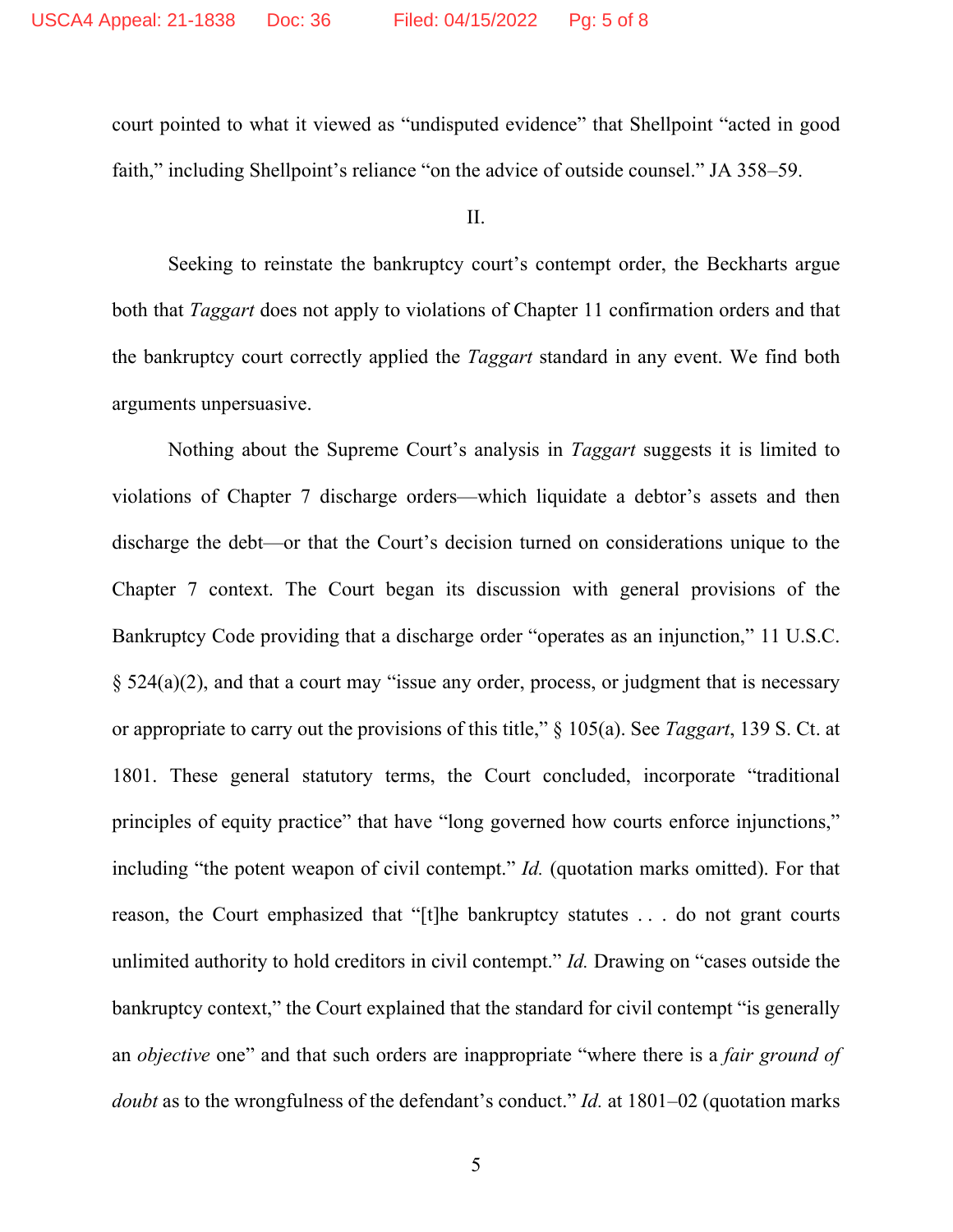court pointed to what it viewed as "undisputed evidence" that Shellpoint "acted in good faith," including Shellpoint's reliance "on the advice of outside counsel." JA 358–59.

II.

Seeking to reinstate the bankruptcy court's contempt order, the Beckharts argue both that *Taggart* does not apply to violations of Chapter 11 confirmation orders and that the bankruptcy court correctly applied the *Taggart* standard in any event. We find both arguments unpersuasive.

Nothing about the Supreme Court's analysis in *Taggart* suggests it is limited to violations of Chapter 7 discharge orders—which liquidate a debtor's assets and then discharge the debt—or that the Court's decision turned on considerations unique to the Chapter 7 context. The Court began its discussion with general provisions of the Bankruptcy Code providing that a discharge order "operates as an injunction," 11 U.S.C. § 524(a)(2), and that a court may "issue any order, process, or judgment that is necessary or appropriate to carry out the provisions of this title," § 105(a). See *Taggart*, 139 S. Ct. at 1801. These general statutory terms, the Court concluded, incorporate "traditional principles of equity practice" that have "long governed how courts enforce injunctions," including "the potent weapon of civil contempt." *Id.* (quotation marks omitted). For that reason, the Court emphasized that "[t]he bankruptcy statutes . . . do not grant courts unlimited authority to hold creditors in civil contempt." *Id.* Drawing on "cases outside the bankruptcy context," the Court explained that the standard for civil contempt "is generally an *objective* one" and that such orders are inappropriate "where there is a *fair ground of doubt* as to the wrongfulness of the defendant's conduct." *Id.* at 1801–02 (quotation marks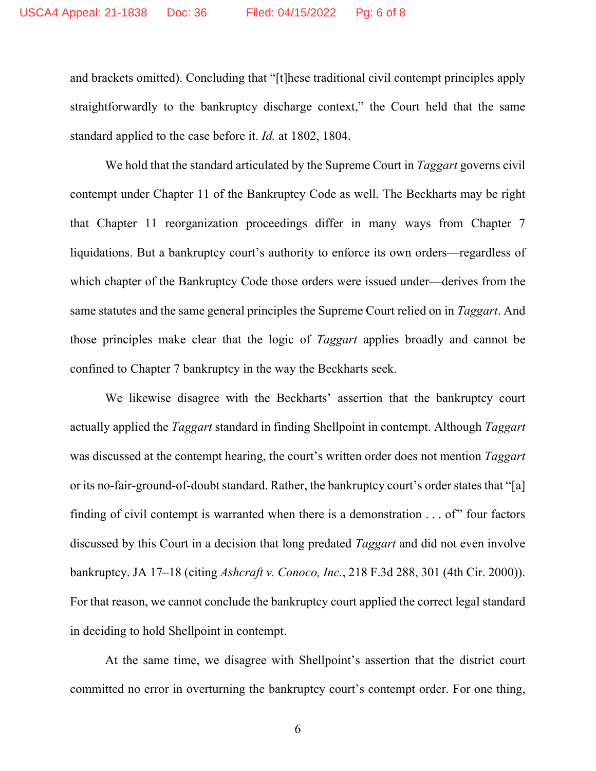and brackets omitted). Concluding that "[t]hese traditional civil contempt principles apply straightforwardly to the bankruptcy discharge context," the Court held that the same standard applied to the case before it. *Id.* at 1802, 1804.

We hold that the standard articulated by the Supreme Court in *Taggart* governs civil contempt under Chapter 11 of the Bankruptcy Code as well. The Beckharts may be right that Chapter 11 reorganization proceedings differ in many ways from Chapter 7 liquidations. But a bankruptcy court's authority to enforce its own orders—regardless of which chapter of the Bankruptcy Code those orders were issued under—derives from the same statutes and the same general principles the Supreme Court relied on in *Taggart*. And those principles make clear that the logic of *Taggart* applies broadly and cannot be confined to Chapter 7 bankruptcy in the way the Beckharts seek.

We likewise disagree with the Beckharts' assertion that the bankruptcy court actually applied the *Taggart* standard in finding Shellpoint in contempt. Although *Taggart* was discussed at the contempt hearing, the court's written order does not mention *Taggart* or its no-fair-ground-of-doubt standard. Rather, the bankruptcy court's order states that "[a] finding of civil contempt is warranted when there is a demonstration . . . of" four factors discussed by this Court in a decision that long predated *Taggart* and did not even involve bankruptcy. JA 17–18 (citing *Ashcraft v. Conoco, Inc.*, 218 F.3d 288, 301 (4th Cir. 2000)). For that reason, we cannot conclude the bankruptcy court applied the correct legal standard in deciding to hold Shellpoint in contempt.

At the same time, we disagree with Shellpoint's assertion that the district court committed no error in overturning the bankruptcy court's contempt order. For one thing,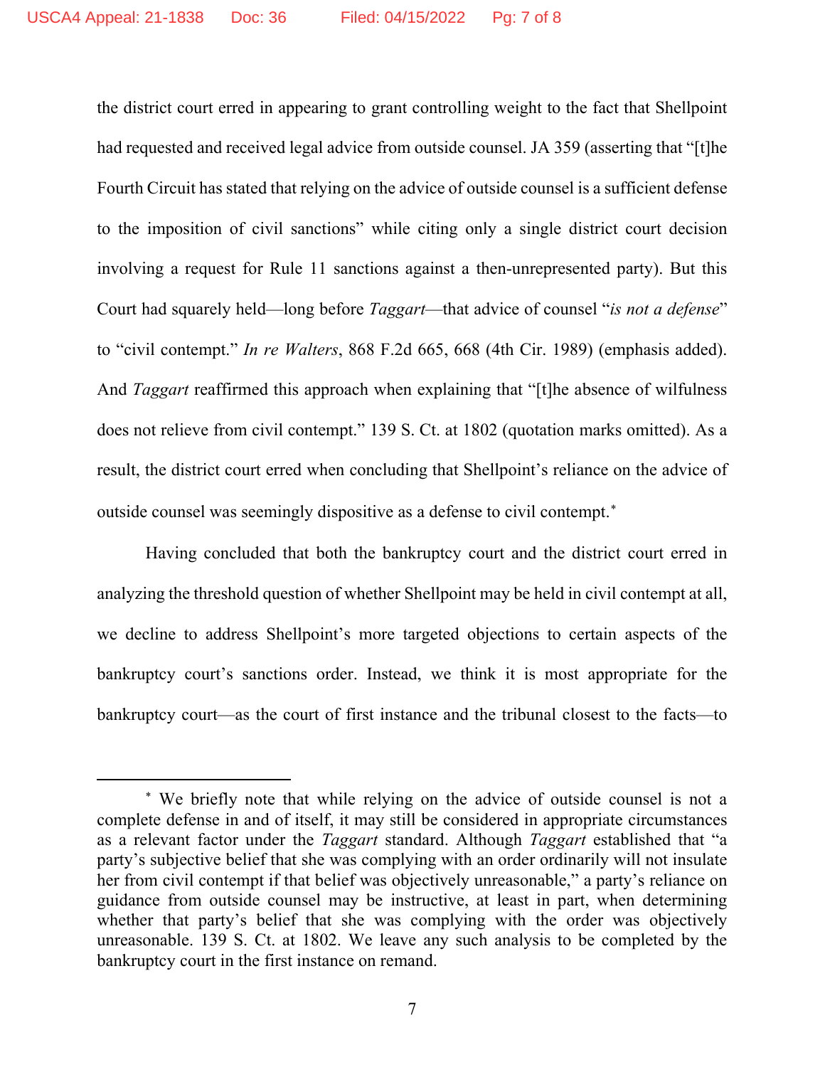the district court erred in appearing to grant controlling weight to the fact that Shellpoint had requested and received legal advice from outside counsel. JA 359 (asserting that "[t]he Fourth Circuit has stated that relying on the advice of outside counsel is a sufficient defense to the imposition of civil sanctions" while citing only a single district court decision involving a request for Rule 11 sanctions against a then-unrepresented party). But this Court had squarely held—long before *Taggart*—that advice of counsel "*is not a defense*" to "civil contempt." *In re Walters*, 868 F.2d 665, 668 (4th Cir. 1989) (emphasis added). And *Taggart* reaffirmed this approach when explaining that "[t]he absence of wilfulness does not relieve from civil contempt." 139 S. Ct. at 1802 (quotation marks omitted). As a result, the district court erred when concluding that Shellpoint's reliance on the advice of outside counsel was seemingly dispositive as a defense to civil contempt.[*]

Having concluded that both the bankruptcy court and the district court erred in analyzing the threshold question of whether Shellpoint may be held in civil contempt at all, we decline to address Shellpoint's more targeted objections to certain aspects of the bankruptcy court's sanctions order. Instead, we think it is most appropriate for the bankruptcy court—as the court of first instance and the tribunal closest to the facts—to

---

[*] We briefly note that while relying on the advice of outside counsel is not a complete defense in and of itself, it may still be considered in appropriate circumstances as a relevant factor under the *Taggart* standard. Although *Taggart* established that "a party's subjective belief that she was complying with an order ordinarily will not insulate her from civil contempt if that belief was objectively unreasonable," a party's reliance on guidance from outside counsel may be instructive, at least in part, when determining whether that party's belief that she was complying with the order was objectively unreasonable. 139 S. Ct. at 1802. We leave any such analysis to be completed by the bankruptcy court in the first instance on remand.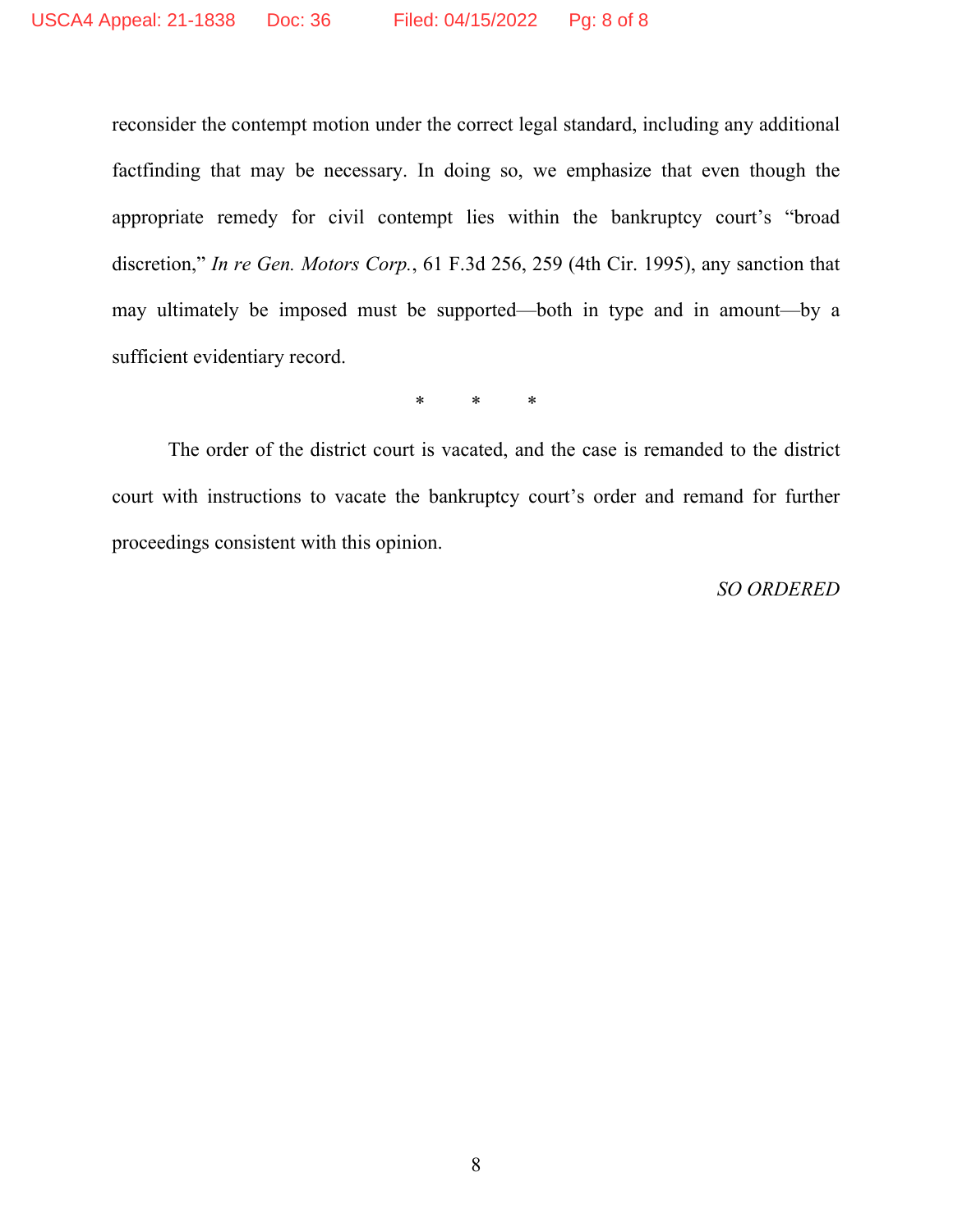reconsider the contempt motion under the correct legal standard, including any additional factfinding that may be necessary. In doing so, we emphasize that even though the appropriate remedy for civil contempt lies within the bankruptcy court's "broad discretion," *In re Gen. Motors Corp.*, 61 F.3d 256, 259 (4th Cir. 1995), any sanction that may ultimately be imposed must be supported—both in type and in amount—by a sufficient evidentiary record.

\* \* \*

The order of the district court is vacated, and the case is remanded to the district court with instructions to vacate the bankruptcy court's order and remand for further proceedings consistent with this opinion.

*SO ORDERED*